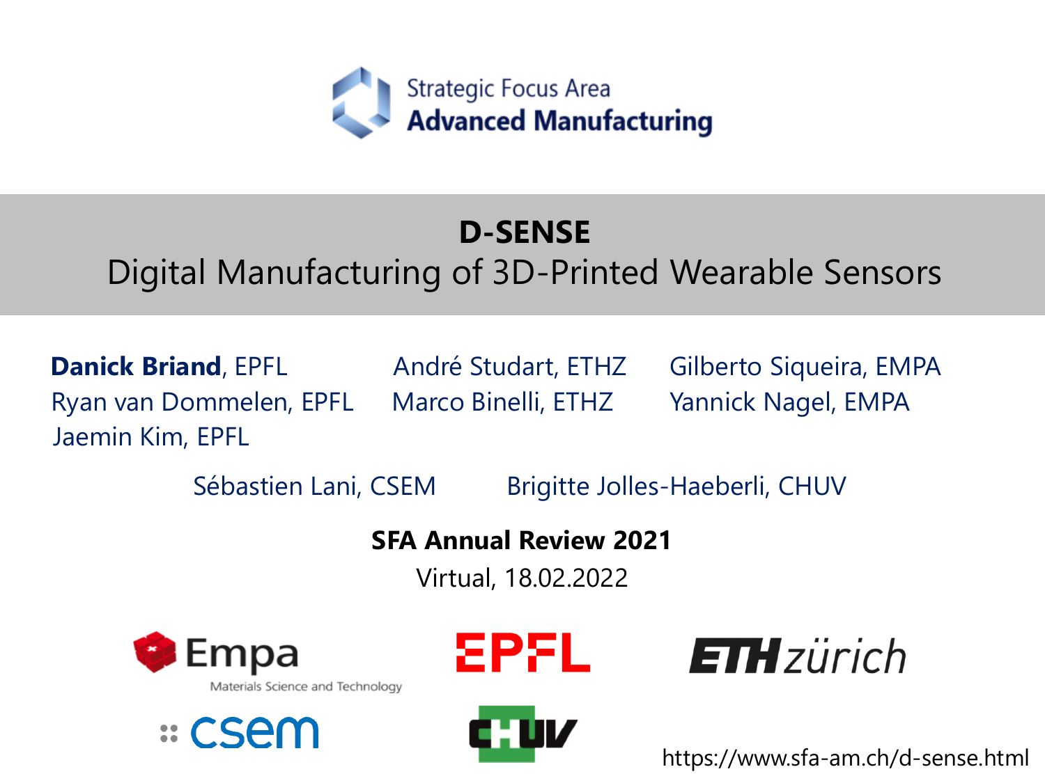Strategic Focus Area
**Advanced Manufacturing**

# D-SENSE
## Digital Manufacturing of 3D-Printed Wearable Sensors

**Danick Briand**, EPFL
Ryan van Dommelen, EPFL
Jaemin Kim, EPFL

André Studart, ETHZ
Marco Binelli, ETHZ

Gilberto Siqueira, EMPA
Yannick Nagel, EMPA

Sébastien Lani, CSEM

Brigitte Jolles-Haeberli, CHUV

**SFA Annual Review 2021**

Virtual, 18.02.2022

Empa Materials Science and Technology

EPFL

ETH zürich

csem

CHUV

https://www.sfa-am.ch/d-sense.html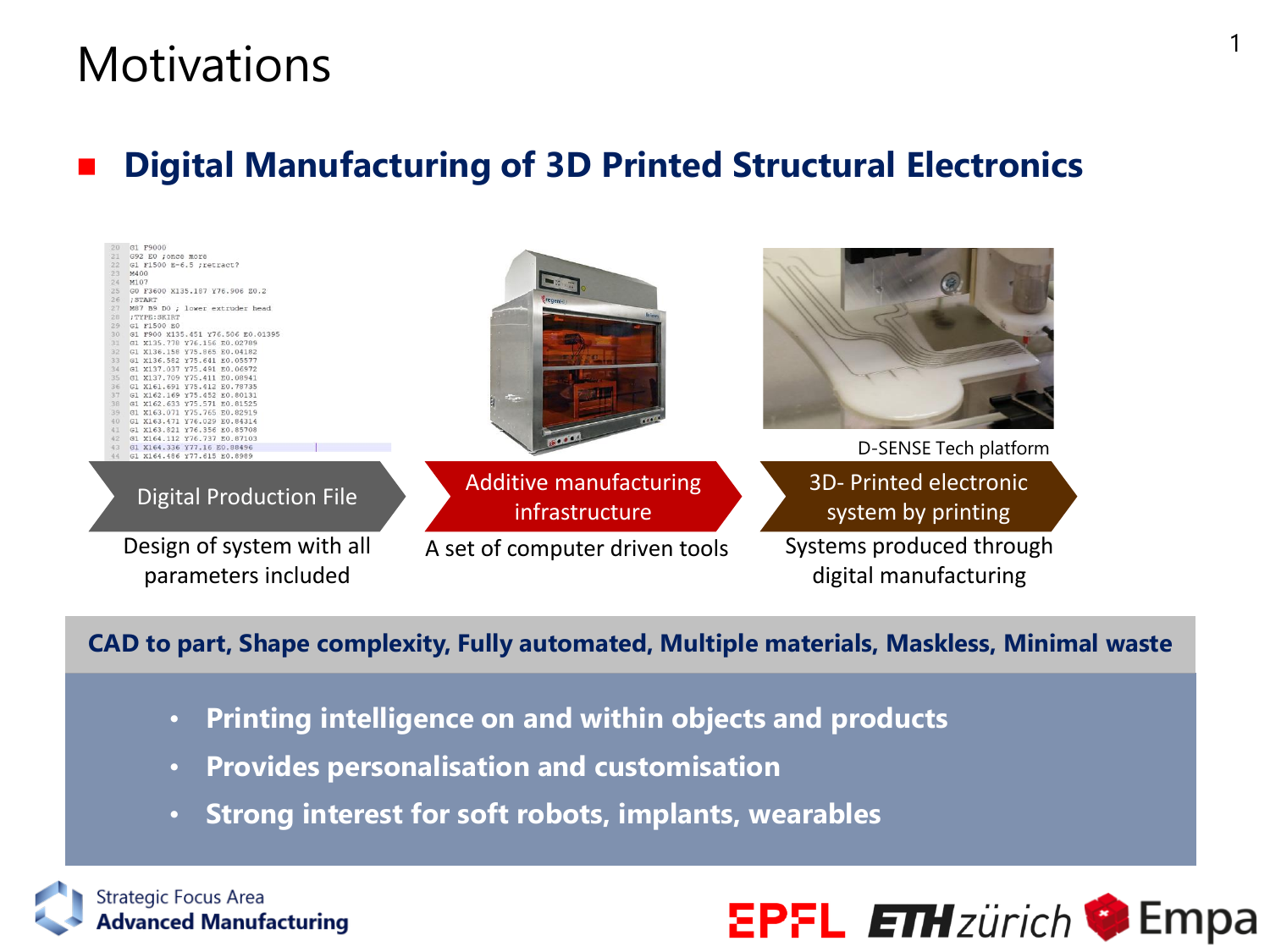# Motivations

## Digital Manufacturing of 3D Printed Structural Electronics

```
20  G1 F9000
21  G92 E0 ;once more
22  G1 F1500 E-6.5 ;retract?
23  M400
24  M107
25  G0 F3600 X135.187 Y76.906 E0.2
26  ;START
27  M87 B9 D0 ; lower extruder head
28  ;TYPE:SKIRT
29  G1 F1500 E0
30  G1 F900 X135.451 Y76.506 E0.01395
31  G1 X135.778 Y76.156 E0.02789
32  G1 X136.158 Y75.865 E0.04182
33  G1 X136.582 Y75.641 E0.05577
34  G1 X137.037 Y75.491 E0.06972
35  G1 X137.709 Y75.411 E0.08941
36  G1 X161.691 Y75.412 E0.78735
37  G1 X162.169 Y75.452 E0.80131
38  G1 X162.633 Y75.571 E0.81525
39  G1 X163.071 Y75.765 E0.82919
40  G1 X163.471 Y76.029 E0.84314
41  G1 X163.821 Y76.356 E0.85708
42  G1 X164.112 Y76.737 E0.87103
43  G1 X164.336 Y77.16 E0.88496
44  G1 X164.486 Y77.615 E0.8989
```

D-SENSE Tech platform

| Digital Production File | Additive manufacturing infrastructure | 3D- Printed electronic system by printing |
|---|---|---|
| Design of system with all parameters included | A set of computer driven tools | Systems produced through digital manufacturing |

**CAD to part, Shape complexity, Fully automated, Multiple materials, Maskless, Minimal waste**

- **Printing intelligence on and within objects and products**
- **Provides personalisation and customisation**
- **Strong interest for soft robots, implants, wearables**

Strategic Focus Area **Advanced Manufacturing**

EPFL ETH zürich Empa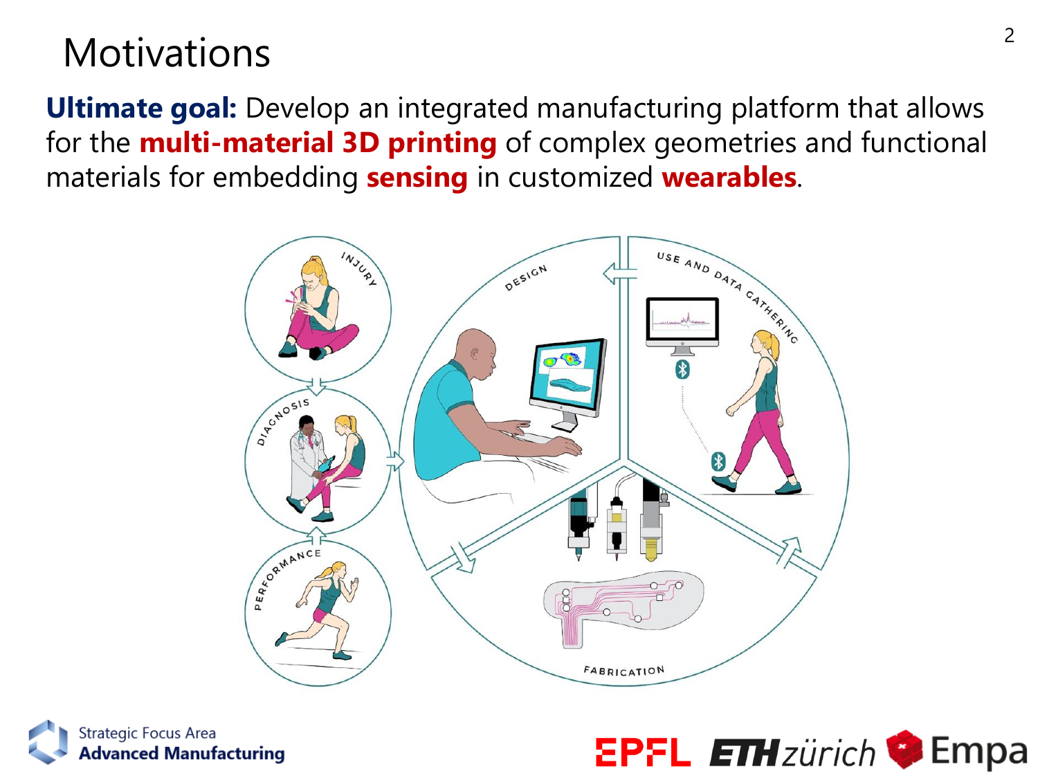# Motivations

**Ultimate goal:** Develop an integrated manufacturing platform that allows for the **multi-material 3D printing** of complex geometries and functional materials for embedding **sensing** in customized **wearables**.

Strategic Focus Area **Advanced Manufacturing**

EPFL ETH zürich Empa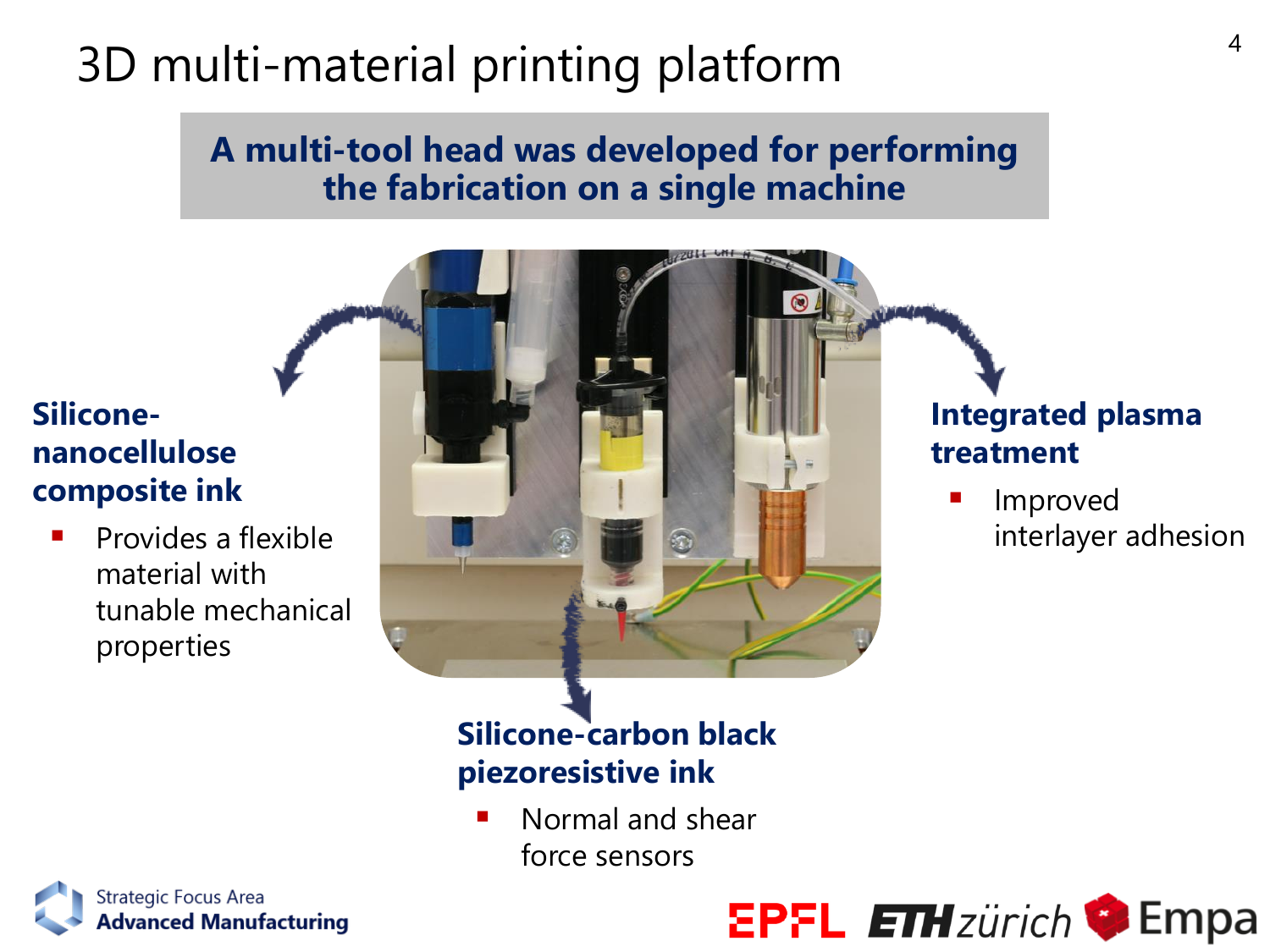# 3D multi-material printing platform

**A multi-tool head was developed for performing the fabrication on a single machine**

**Silicone-nanocellulose composite ink**

- Provides a flexible material with tunable mechanical properties

**Integrated plasma treatment**

- Improved interlayer adhesion

**Silicone-carbon black piezoresistive ink**

- Normal and shear force sensors

Strategic Focus Area **Advanced Manufacturing**

EPFL ETH zürich Empa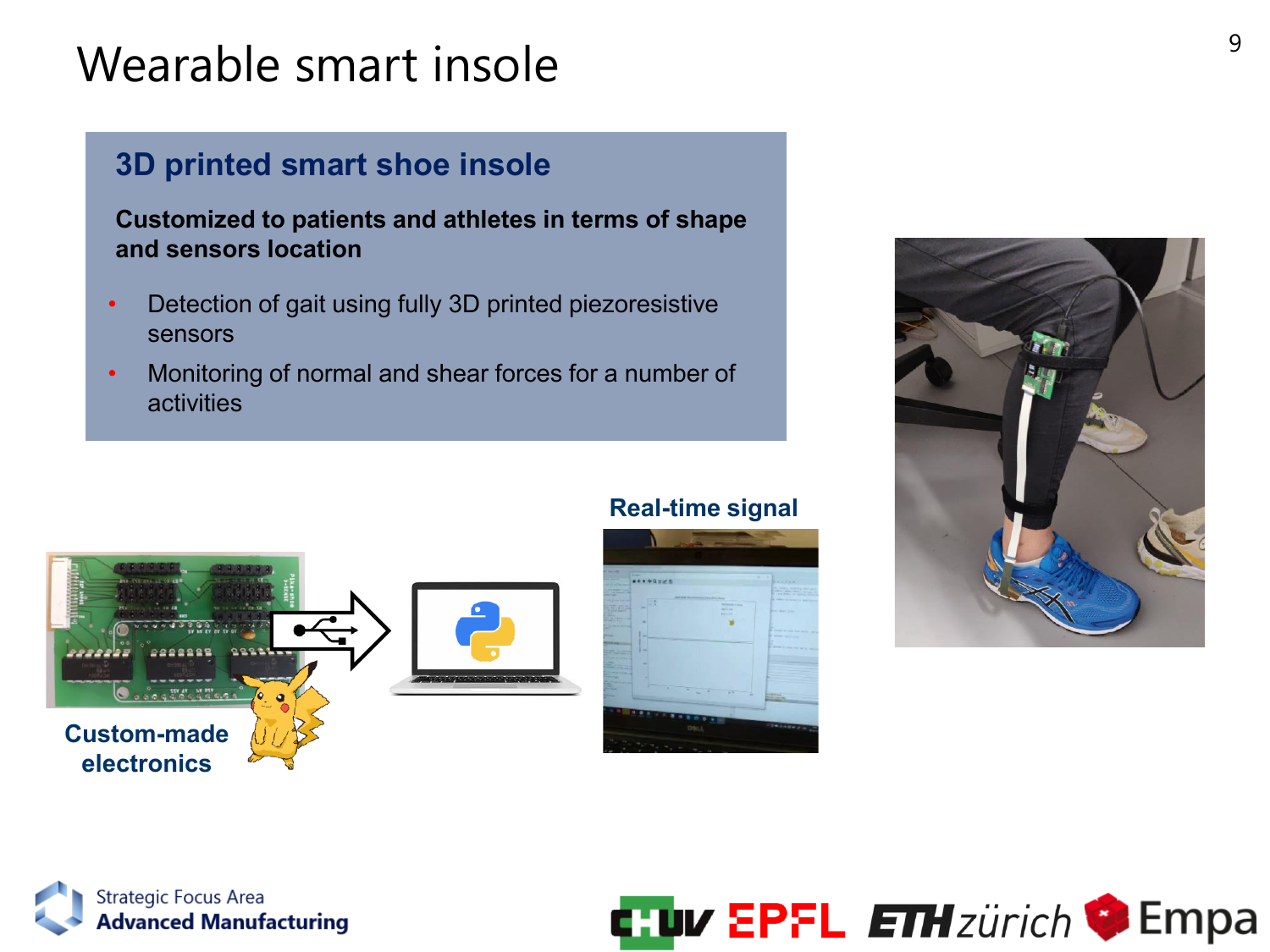# Wearable smart insole

## 3D printed smart shoe insole

**Customized to patients and athletes in terms of shape and sensors location**

- Detection of gait using fully 3D printed piezoresistive sensors
- Monitoring of normal and shear forces for a number of activities

**Custom-made electronics**

**Real-time signal**

Strategic Focus Area **Advanced Manufacturing**

CHUV EPFL ETH zürich Empa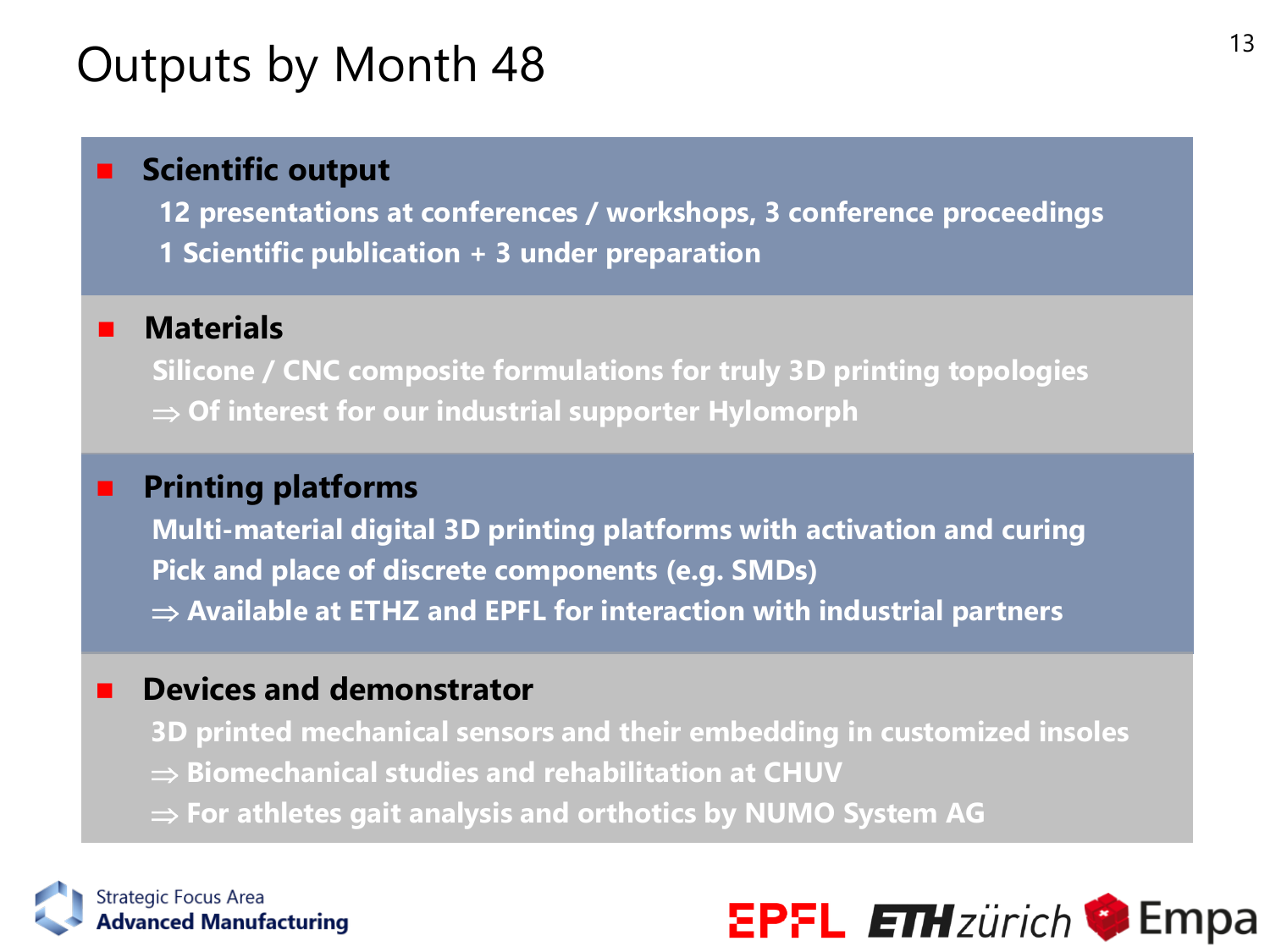# Outputs by Month 48

- **Scientific output**

  **12 presentations at conferences / workshops, 3 conference proceedings**

  **1 Scientific publication + 3 under preparation**

- **Materials**

  **Silicone / CNC composite formulations for truly 3D printing topologies**

  **⇒ Of interest for our industrial supporter Hylomorph**

- **Printing platforms**

  **Multi-material digital 3D printing platforms with activation and curing**

  **Pick and place of discrete components (e.g. SMDs)**

  **⇒ Available at ETHZ and EPFL for interaction with industrial partners**

- **Devices and demonstrator**

  **3D printed mechanical sensors and their embedding in customized insoles**

  **⇒ Biomechanical studies and rehabilitation at CHUV**

  **⇒ For athletes gait analysis and orthotics by NUMO System AG**

Strategic Focus Area
**Advanced Manufacturing**

EPFL ETH zürich Empa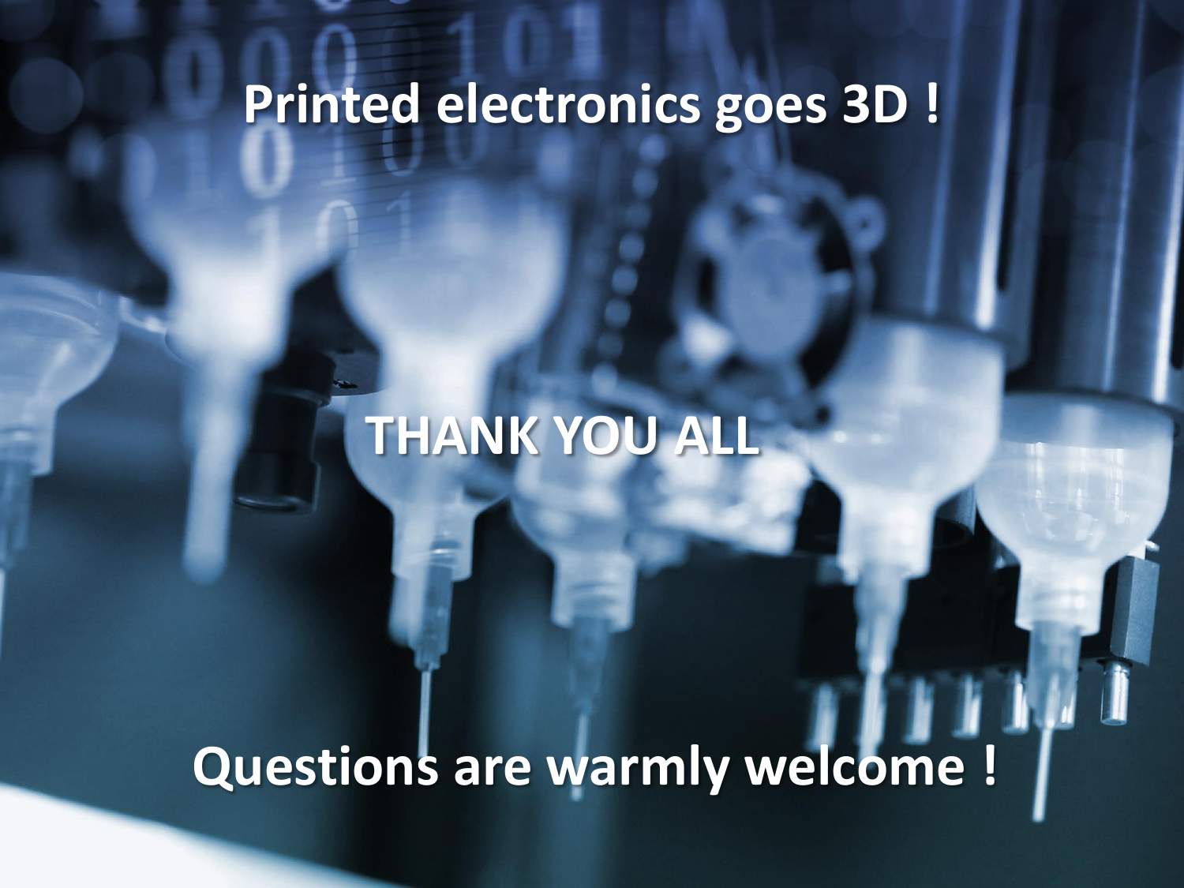# Printed electronics goes 3D !

THANK YOU ALL

Questions are warmly welcome !